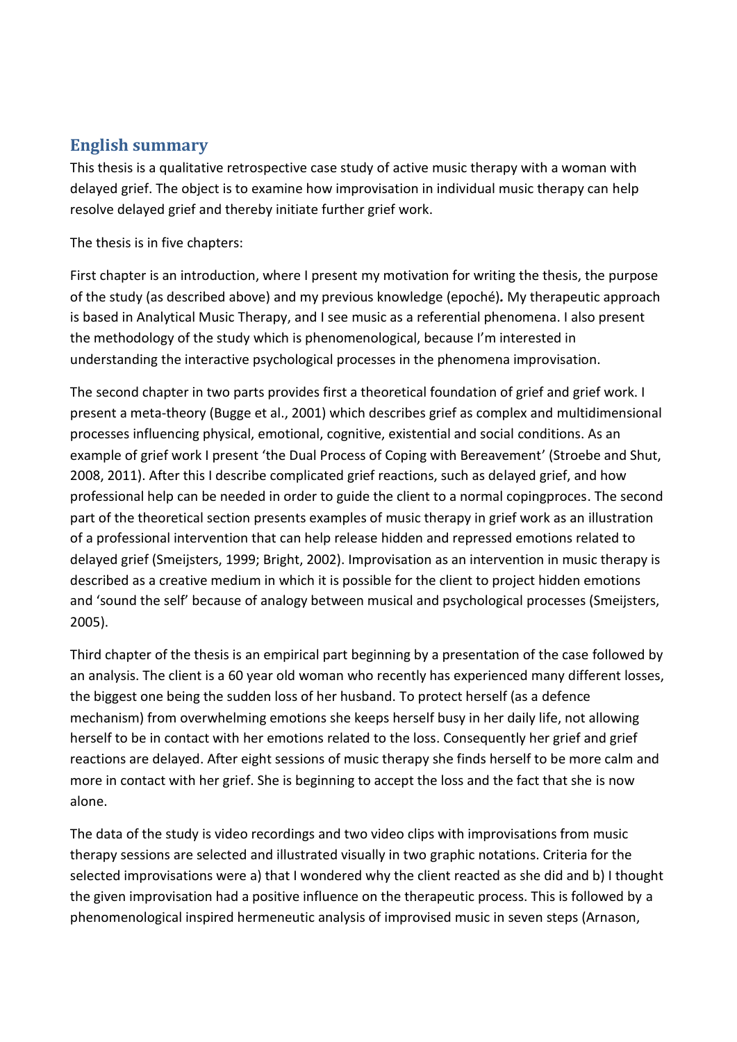## English summary

This thesis is a qualitative retrospective case study of active music therapy with a woman with delayed grief. The object is to examine how improvisation in individual music therapy can help resolve delayed grief and thereby initiate further grief work.

The thesis is in five chapters:

First chapter is an introduction, where I present my motivation for writing the thesis, the purpose of the study (as described above) and my previous knowledge (epoché)**.** My therapeutic approach is based in Analytical Music Therapy, and I see music as a referential phenomena. I also present the methodology of the study which is phenomenological, because I'm interested in understanding the interactive psychological processes in the phenomena improvisation.

The second chapter in two parts provides first a theoretical foundation of grief and grief work. I present a meta-theory (Bugge et al., 2001) which describes grief as complex and multidimensional processes influencing physical, emotional, cognitive, existential and social conditions. As an example of grief work I present 'the Dual Process of Coping with Bereavement' (Stroebe and Shut, 2008, 2011). After this I describe complicated grief reactions, such as delayed grief, and how professional help can be needed in order to guide the client to a normal copingproces. The second part of the theoretical section presents examples of music therapy in grief work as an illustration of a professional intervention that can help release hidden and repressed emotions related to delayed grief (Smeijsters, 1999; Bright, 2002). Improvisation as an intervention in music therapy is described as a creative medium in which it is possible for the client to project hidden emotions and 'sound the self' because of analogy between musical and psychological processes (Smeijsters, 2005).

Third chapter of the thesis is an empirical part beginning by a presentation of the case followed by an analysis. The client is a 60 year old woman who recently has experienced many different losses, the biggest one being the sudden loss of her husband. To protect herself (as a defence mechanism) from overwhelming emotions she keeps herself busy in her daily life, not allowing herself to be in contact with her emotions related to the loss. Consequently her grief and grief reactions are delayed. After eight sessions of music therapy she finds herself to be more calm and more in contact with her grief. She is beginning to accept the loss and the fact that she is now alone.

The data of the study is video recordings and two video clips with improvisations from music therapy sessions are selected and illustrated visually in two graphic notations. Criteria for the selected improvisations were a) that I wondered why the client reacted as she did and b) I thought the given improvisation had a positive influence on the therapeutic process. This is followed by a phenomenological inspired hermeneutic analysis of improvised music in seven steps (Arnason,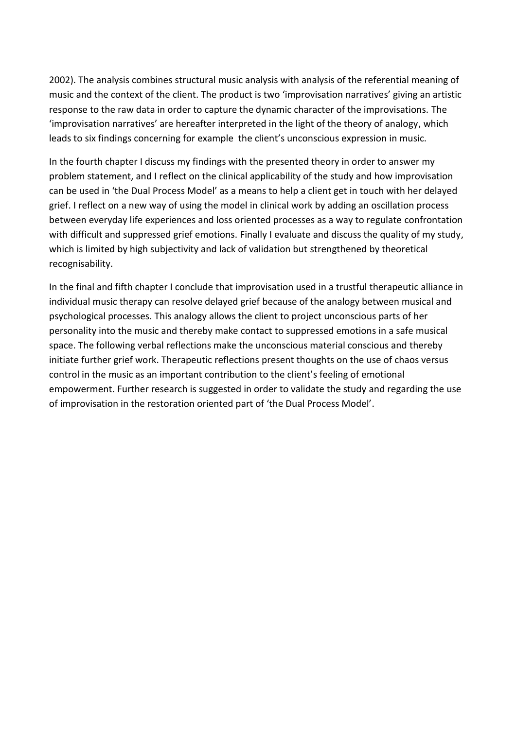2002). The analysis combines structural music analysis with analysis of the referential meaning of music and the context of the client. The product is two 'improvisation narratives' giving an artistic response to the raw data in order to capture the dynamic character of the improvisations. The 'improvisation narratives' are hereafter interpreted in the light of the theory of analogy, which leads to six findings concerning for example the client's unconscious expression in music.

In the fourth chapter I discuss my findings with the presented theory in order to answer my problem statement, and I reflect on the clinical applicability of the study and how improvisation can be used in 'the Dual Process Model' as a means to help a client get in touch with her delayed grief. I reflect on a new way of using the model in clinical work by adding an oscillation process between everyday life experiences and loss oriented processes as a way to regulate confrontation with difficult and suppressed grief emotions. Finally I evaluate and discuss the quality of my study, which is limited by high subjectivity and lack of validation but strengthened by theoretical recognisability.

In the final and fifth chapter I conclude that improvisation used in a trustful therapeutic alliance in individual music therapy can resolve delayed grief because of the analogy between musical and psychological processes. This analogy allows the client to project unconscious parts of her personality into the music and thereby make contact to suppressed emotions in a safe musical space. The following verbal reflections make the unconscious material conscious and thereby initiate further grief work. Therapeutic reflections present thoughts on the use of chaos versus control in the music as an important contribution to the client's feeling of emotional empowerment. Further research is suggested in order to validate the study and regarding the use of improvisation in the restoration oriented part of 'the Dual Process Model'.